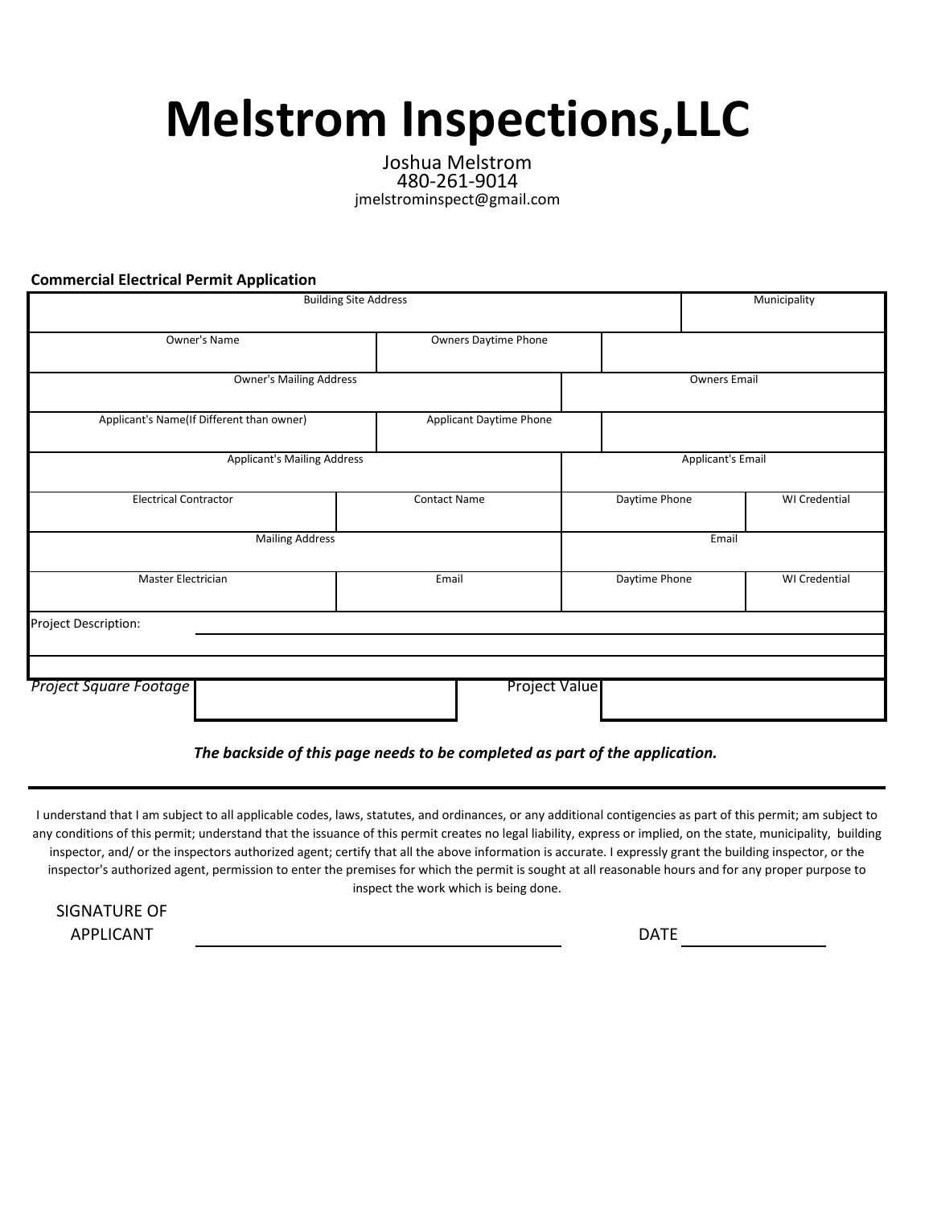# Melstrom Inspections,LLC

Joshua Melstrom
480-261-9014
jmelstrominspect@gmail.com

**Commercial Electrical Permit Application**

| Building Site Address | | | | Municipality |
|---|---|---|---|---|
| | | | | |

| Owner's Name | Owners Daytime Phone | |
|---|---|---|
| | | |

| Owner's Mailing Address | Owners Email |
|---|---|
| | |

| Applicant's Name(If Different than owner) | Applicant Daytime Phone | |
|---|---|---|
| | | |

| Applicant's Mailing Address | Applicant's Email |
|---|---|
| | |

| Electrical Contractor | Contact Name | Daytime Phone | WI Credential |
|---|---|---|---|
| | | | |

| Mailing Address | Email |
|---|---|
| | |

| Master Electrician | Email | Daytime Phone | WI Credential |
|---|---|---|---|
| | | | |

Project Description: ______________________________

| *Project Square Footage* | | Project Value | |
|---|---|---|---|

***The backside of this page needs to be completed as part of the application.***

---

I understand that I am subject to all applicable codes, laws, statutes, and ordinances, or any additional contigencies as part of this permit; am subject to any conditions of this permit; understand that the issuance of this permit creates no legal liability, express or implied, on the state, municipality, building inspector, and/ or the inspectors authorized agent; certify that all the above information is accurate. I expressly grant the building inspector, or the inspector's authorized agent, permission to enter the premises for which the permit is sought at all reasonable hours and for any proper purpose to inspect the work which is being done.

SIGNATURE OF APPLICANT ______________________________ DATE ______________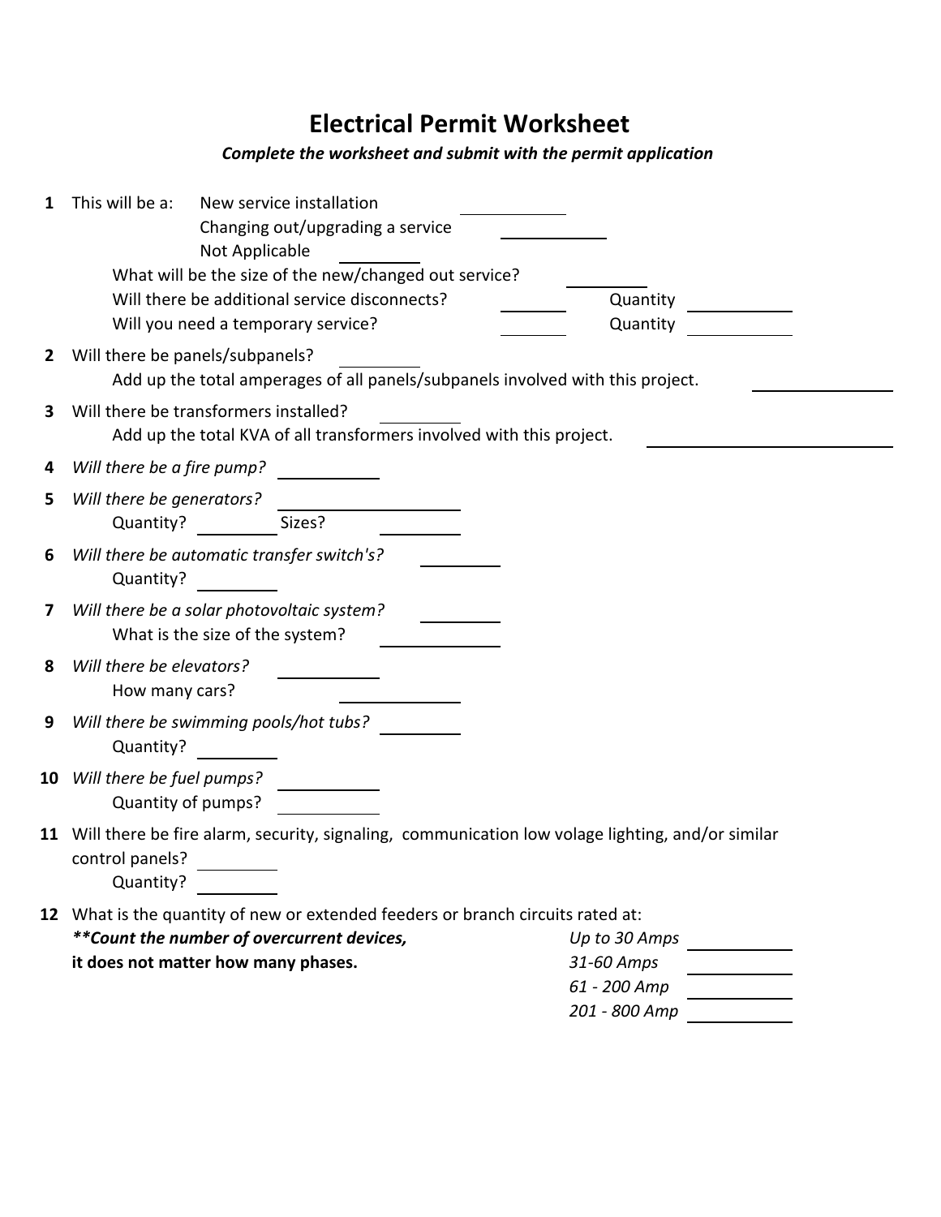# Electrical Permit Worksheet

***Complete the worksheet and submit with the permit application***

**1** This will be a: New service installation \_\_\_\_\_\_\_\_

Changing out/upgrading a service \_\_\_\_\_\_\_\_

Not Applicable \_\_\_\_\_\_\_\_

What will be the size of the new/changed out service? \_\_\_\_\_\_\_\_

Will there be additional service disconnects? \_\_\_\_\_\_\_\_ Quantity \_\_\_\_\_\_\_\_

Will you need a temporary service? \_\_\_\_\_\_\_\_ Quantity \_\_\_\_\_\_\_\_

**2** Will there be panels/subpanels? \_\_\_\_\_\_\_\_

Add up the total amperages of all panels/subpanels involved with this project. \_\_\_\_\_\_\_\_

**3** Will there be transformers installed? \_\_\_\_\_\_\_\_

Add up the total KVA of all transformers involved with this project. \_\_\_\_\_\_\_\_

**4** *Will there be a fire pump?* \_\_\_\_\_\_\_\_

**5** *Will there be generators?* \_\_\_\_\_\_\_\_

Quantity? \_\_\_\_\_\_\_\_ Sizes? \_\_\_\_\_\_\_\_

**6** *Will there be automatic transfer switch's?* \_\_\_\_\_\_\_\_

Quantity? \_\_\_\_\_\_\_\_

**7** *Will there be a solar photovoltaic system?* \_\_\_\_\_\_\_\_

What is the size of the system? \_\_\_\_\_\_\_\_

**8** *Will there be elevators?* \_\_\_\_\_\_\_\_

How many cars? \_\_\_\_\_\_\_\_

**9** *Will there be swimming pools/hot tubs?* \_\_\_\_\_\_\_\_

Quantity? \_\_\_\_\_\_\_\_

**10** *Will there be fuel pumps?* \_\_\_\_\_\_\_\_

Quantity of pumps? \_\_\_\_\_\_\_\_

**11** Will there be fire alarm, security, signaling, communication low volage lighting, and/or similar control panels? \_\_\_\_\_\_\_\_

Quantity? \_\_\_\_\_\_\_\_

**12** What is the quantity of new or extended feeders or branch circuits rated at:

***\*\*Count the number of overcurrent devices,*** **it does not matter how many phases.**

*Up to 30 Amps* \_\_\_\_\_\_\_\_

*31-60 Amps* \_\_\_\_\_\_\_\_

*61 - 200 Amp* \_\_\_\_\_\_\_\_

*201 - 800 Amp* \_\_\_\_\_\_\_\_